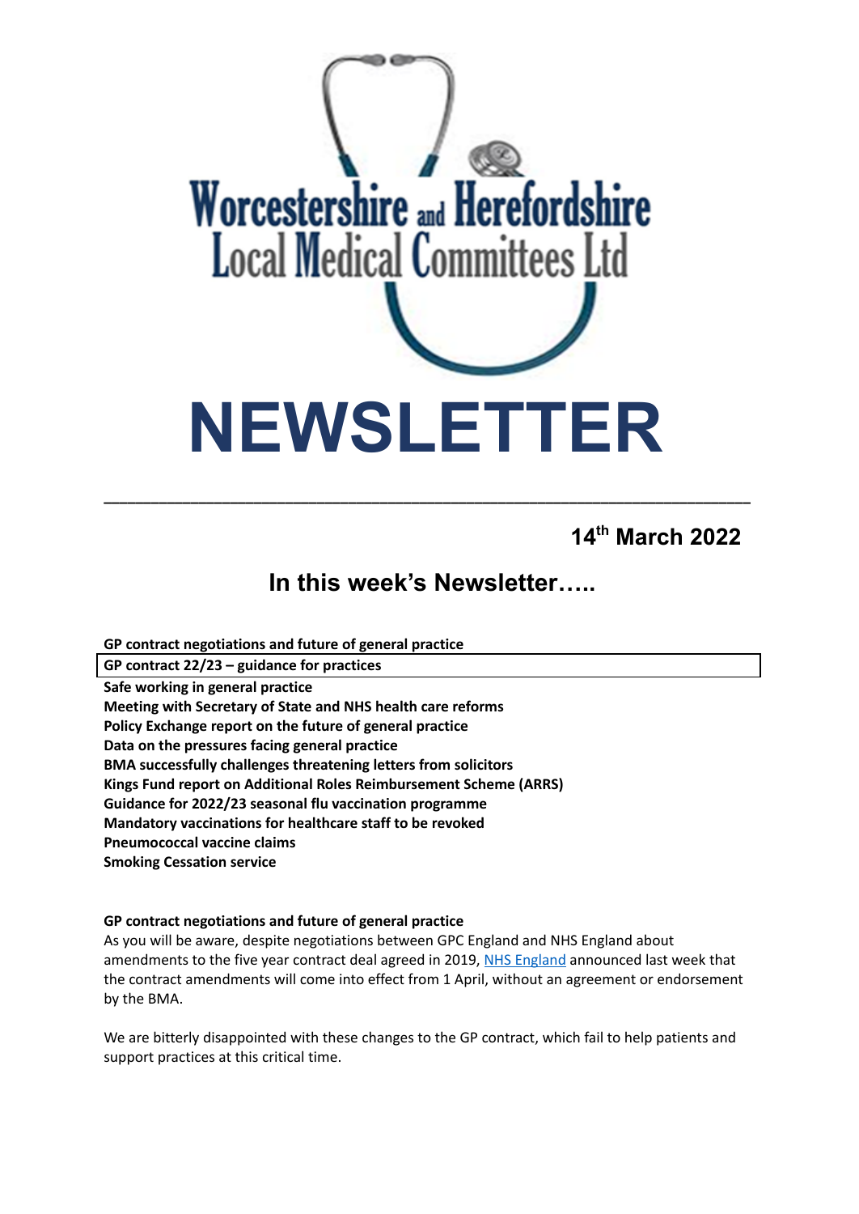Worcestershire and Herefordshire Local Medical Committees Ltd

# NEWSLETTER

---

**14th March 2022**

## In this week's Newsletter…..

**GP contract negotiations and future of general practice**
**GP contract 22/23 – guidance for practices**
**Safe working in general practice**
**Meeting with Secretary of State and NHS health care reforms**
**Policy Exchange report on the future of general practice**
**Data on the pressures facing general practice**
**BMA successfully challenges threatening letters from solicitors**
**Kings Fund report on Additional Roles Reimbursement Scheme (ARRS)**
**Guidance for 2022/23 seasonal flu vaccination programme**
**Mandatory vaccinations for healthcare staff to be revoked**
**Pneumococcal vaccine claims**
**Smoking Cessation service**

**GP contract negotiations and future of general practice**

As you will be aware, despite negotiations between GPC England and NHS England about amendments to the five year contract deal agreed in 2019, NHS England announced last week that the contract amendments will come into effect from 1 April, without an agreement or endorsement by the BMA.

We are bitterly disappointed with these changes to the GP contract, which fail to help patients and support practices at this critical time.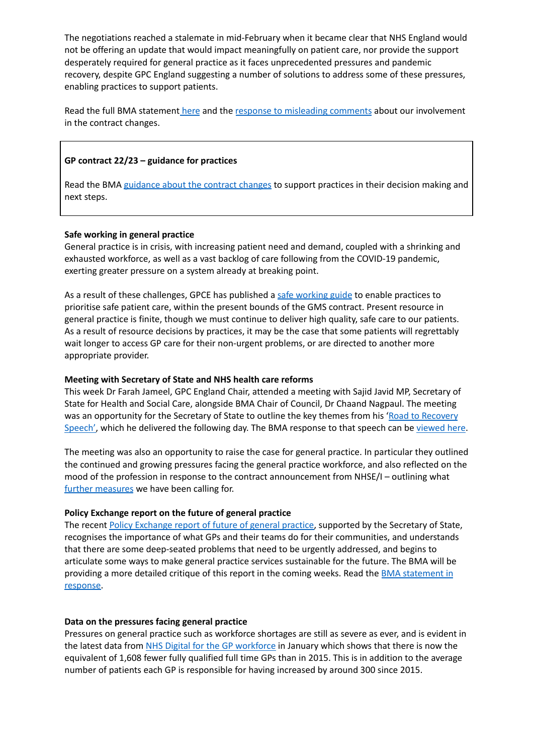The negotiations reached a stalemate in mid-February when it became clear that NHS England would not be offering an update that would impact meaningfully on patient care, nor provide the support desperately required for general practice as it faces unprecedented pressures and pandemic recovery, despite GPC England suggesting a number of solutions to address some of these pressures, enabling practices to support patients.

Read the full BMA statement here and the response to misleading comments about our involvement in the contract changes.

**GP contract 22/23 – guidance for practices**

Read the BMA guidance about the contract changes to support practices in their decision making and next steps.

**Safe working in general practice**

General practice is in crisis, with increasing patient need and demand, coupled with a shrinking and exhausted workforce, as well as a vast backlog of care following from the COVID-19 pandemic, exerting greater pressure on a system already at breaking point.

As a result of these challenges, GPCE has published a safe working guide to enable practices to prioritise safe patient care, within the present bounds of the GMS contract. Present resource in general practice is finite, though we must continue to deliver high quality, safe care to our patients. As a result of resource decisions by practices, it may be the case that some patients will regrettably wait longer to access GP care for their non-urgent problems, or are directed to another more appropriate provider.

**Meeting with Secretary of State and NHS health care reforms**

This week Dr Farah Jameel, GPC England Chair, attended a meeting with Sajid Javid MP, Secretary of State for Health and Social Care, alongside BMA Chair of Council, Dr Chaand Nagpaul. The meeting was an opportunity for the Secretary of State to outline the key themes from his 'Road to Recovery Speech', which he delivered the following day. The BMA response to that speech can be viewed here.

The meeting was also an opportunity to raise the case for general practice. In particular they outlined the continued and growing pressures facing the general practice workforce, and also reflected on the mood of the profession in response to the contract announcement from NHSE/I – outlining what further measures we have been calling for.

**Policy Exchange report on the future of general practice**

The recent Policy Exchange report of future of general practice, supported by the Secretary of State, recognises the importance of what GPs and their teams do for their communities, and understands that there are some deep-seated problems that need to be urgently addressed, and begins to articulate some ways to make general practice services sustainable for the future. The BMA will be providing a more detailed critique of this report in the coming weeks. Read the BMA statement in response.

**Data on the pressures facing general practice**

Pressures on general practice such as workforce shortages are still as severe as ever, and is evident in the latest data from NHS Digital for the GP workforce in January which shows that there is now the equivalent of 1,608 fewer fully qualified full time GPs than in 2015. This is in addition to the average number of patients each GP is responsible for having increased by around 300 since 2015.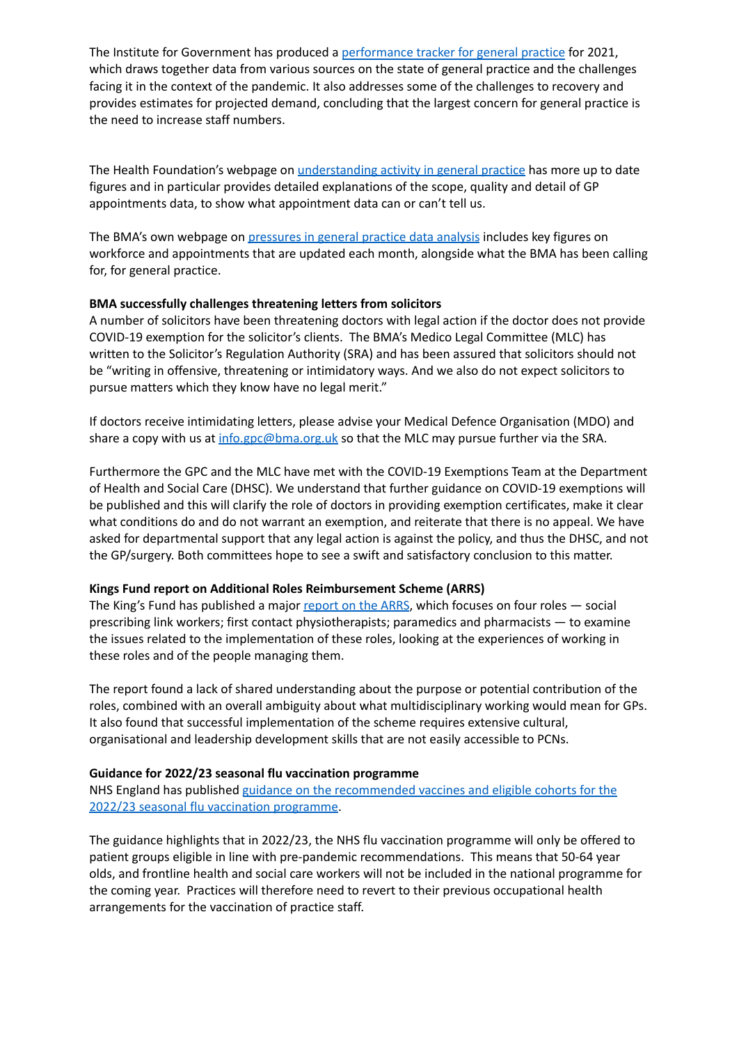The Institute for Government has produced a [performance tracker for general practice] for 2021, which draws together data from various sources on the state of general practice and the challenges facing it in the context of the pandemic. It also addresses some of the challenges to recovery and provides estimates for projected demand, concluding that the largest concern for general practice is the need to increase staff numbers.

The Health Foundation's webpage on [understanding activity in general practice] has more up to date figures and in particular provides detailed explanations of the scope, quality and detail of GP appointments data, to show what appointment data can or can't tell us.

The BMA's own webpage on [pressures in general practice data analysis] includes key figures on workforce and appointments that are updated each month, alongside what the BMA has been calling for, for general practice.

**BMA successfully challenges threatening letters from solicitors**

A number of solicitors have been threatening doctors with legal action if the doctor does not provide COVID-19 exemption for the solicitor's clients. The BMA's Medico Legal Committee (MLC) has written to the Solicitor's Regulation Authority (SRA) and has been assured that solicitors should not be "writing in offensive, threatening or intimidatory ways. And we also do not expect solicitors to pursue matters which they know have no legal merit."

If doctors receive intimidating letters, please advise your Medical Defence Organisation (MDO) and share a copy with us at info.gpc@bma.org.uk so that the MLC may pursue further via the SRA.

Furthermore the GPC and the MLC have met with the COVID-19 Exemptions Team at the Department of Health and Social Care (DHSC). We understand that further guidance on COVID-19 exemptions will be published and this will clarify the role of doctors in providing exemption certificates, make it clear what conditions do and do not warrant an exemption, and reiterate that there is no appeal. We have asked for departmental support that any legal action is against the policy, and thus the DHSC, and not the GP/surgery. Both committees hope to see a swift and satisfactory conclusion to this matter.

**Kings Fund report on Additional Roles Reimbursement Scheme (ARRS)**

The King's Fund has published a major [report on the ARRS], which focuses on four roles — social prescribing link workers; first contact physiotherapists; paramedics and pharmacists — to examine the issues related to the implementation of these roles, looking at the experiences of working in these roles and of the people managing them.

The report found a lack of shared understanding about the purpose or potential contribution of the roles, combined with an overall ambiguity about what multidisciplinary working would mean for GPs. It also found that successful implementation of the scheme requires extensive cultural, organisational and leadership development skills that are not easily accessible to PCNs.

**Guidance for 2022/23 seasonal flu vaccination programme**

NHS England has published [guidance on the recommended vaccines and eligible cohorts for the 2022/23 seasonal flu vaccination programme].

The guidance highlights that in 2022/23, the NHS flu vaccination programme will only be offered to patient groups eligible in line with pre-pandemic recommendations. This means that 50-64 year olds, and frontline health and social care workers will not be included in the national programme for the coming year. Practices will therefore need to revert to their previous occupational health arrangements for the vaccination of practice staff.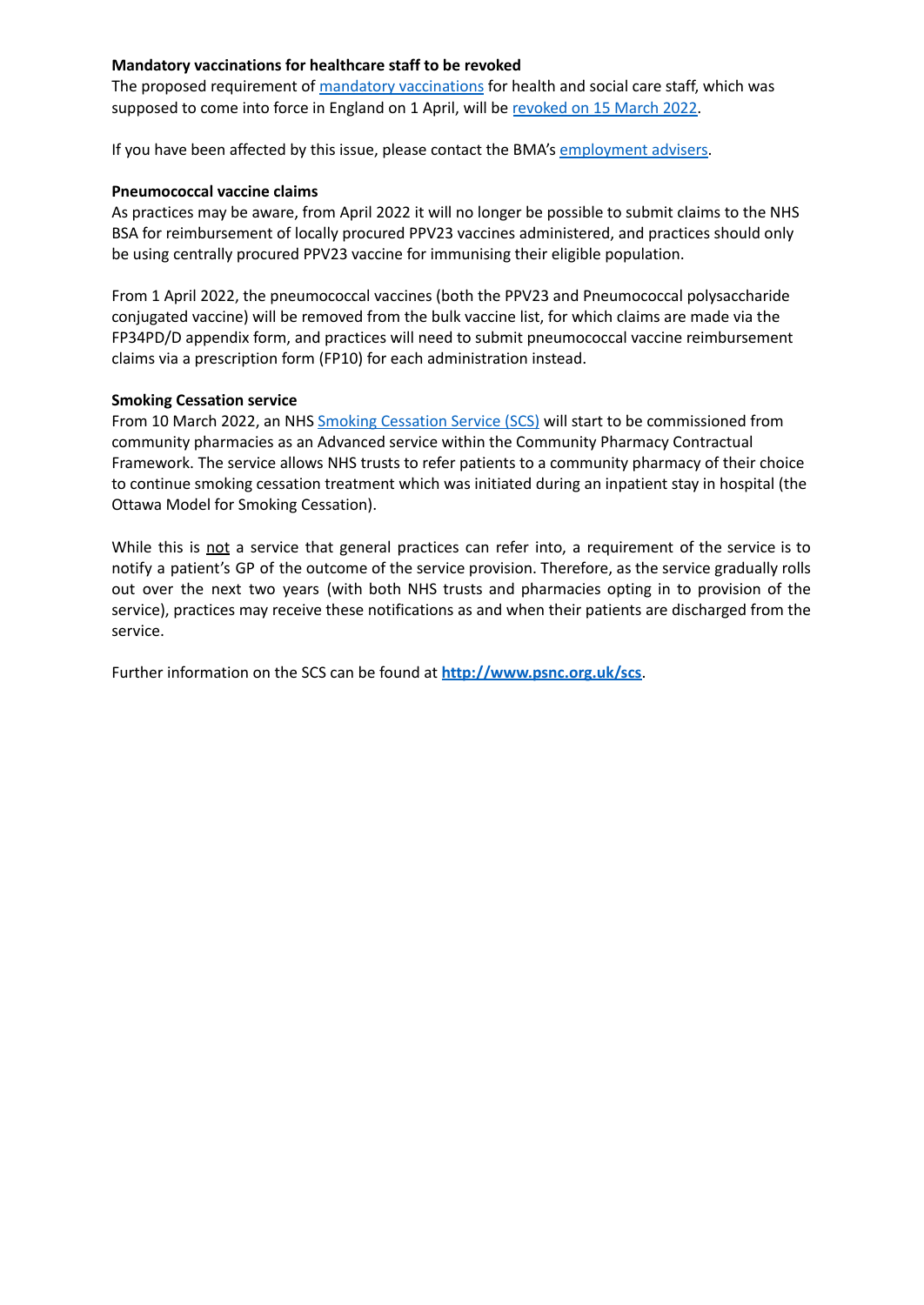**Mandatory vaccinations for healthcare staff to be revoked**

The proposed requirement of mandatory vaccinations for health and social care staff, which was supposed to come into force in England on 1 April, will be revoked on 15 March 2022.

If you have been affected by this issue, please contact the BMA's employment advisers.

**Pneumococcal vaccine claims**

As practices may be aware, from April 2022 it will no longer be possible to submit claims to the NHS BSA for reimbursement of locally procured PPV23 vaccines administered, and practices should only be using centrally procured PPV23 vaccine for immunising their eligible population.

From 1 April 2022, the pneumococcal vaccines (both the PPV23 and Pneumococcal polysaccharide conjugated vaccine) will be removed from the bulk vaccine list, for which claims are made via the FP34PD/D appendix form, and practices will need to submit pneumococcal vaccine reimbursement claims via a prescription form (FP10) for each administration instead.

**Smoking Cessation service**

From 10 March 2022, an NHS Smoking Cessation Service (SCS) will start to be commissioned from community pharmacies as an Advanced service within the Community Pharmacy Contractual Framework. The service allows NHS trusts to refer patients to a community pharmacy of their choice to continue smoking cessation treatment which was initiated during an inpatient stay in hospital (the Ottawa Model for Smoking Cessation).

While this is not a service that general practices can refer into, a requirement of the service is to notify a patient's GP of the outcome of the service provision. Therefore, as the service gradually rolls out over the next two years (with both NHS trusts and pharmacies opting in to provision of the service), practices may receive these notifications as and when their patients are discharged from the service.

Further information on the SCS can be found at **http://www.psnc.org.uk/scs**.